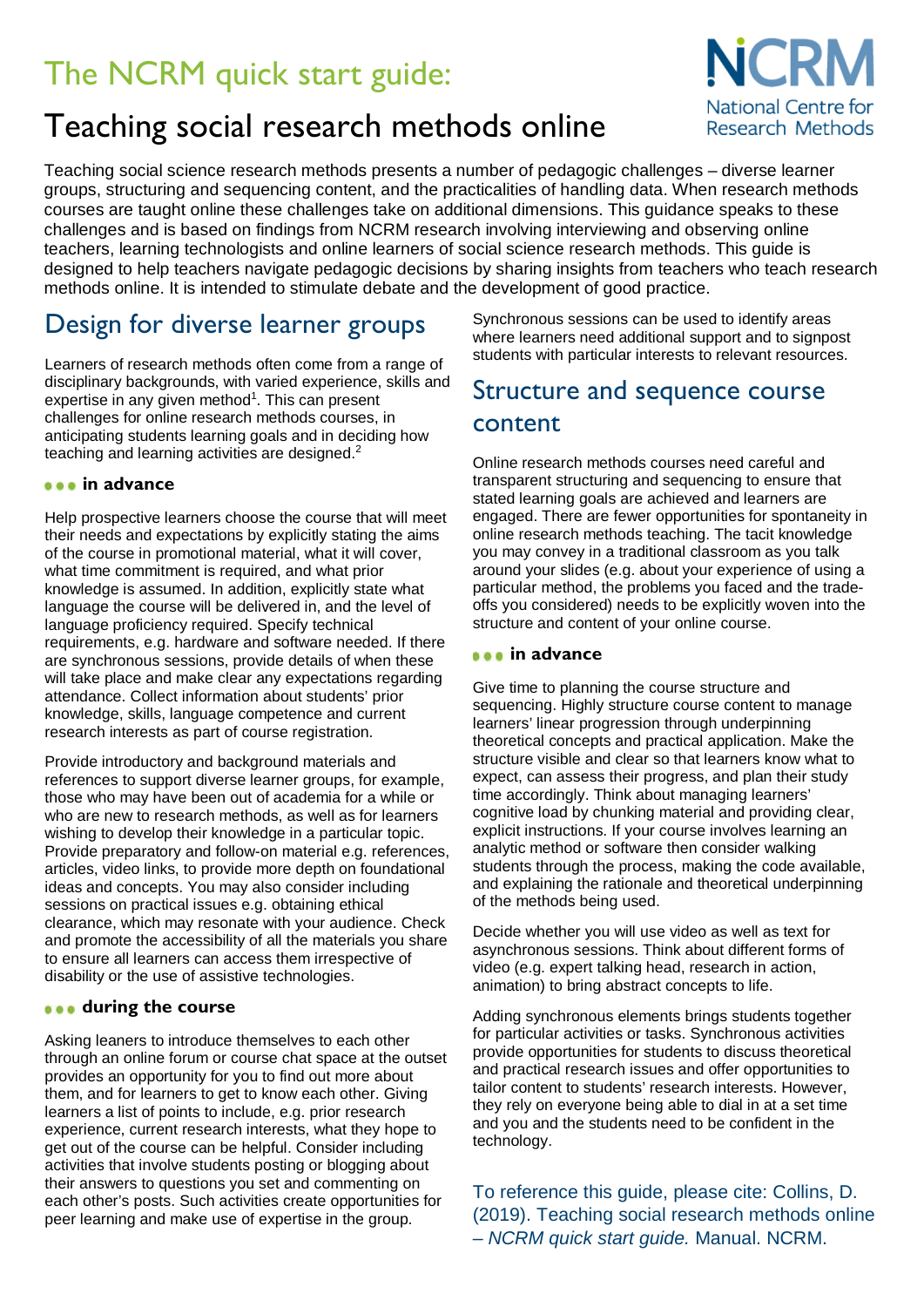# The NCRM quick start guide:

# Teaching social research methods online

NCRM National Centre for Research Methods

Teaching social science research methods presents a number of pedagogic challenges – diverse learner groups, structuring and sequencing content, and the practicalities of handling data. When research methods courses are taught online these challenges take on additional dimensions. This guidance speaks to these challenges and is based on findings from NCRM research involving interviewing and observing online teachers, learning technologists and online learners of social science research methods. This guide is designed to help teachers navigate pedagogic decisions by sharing insights from teachers who teach research methods online. It is intended to stimulate debate and the development of good practice.

## Design for diverse learner groups

Learners of research methods often come from a range of disciplinary backgrounds, with varied experience, skills and expertise in any given method[1]. This can present challenges for online research methods courses, in anticipating students learning goals and in deciding how teaching and learning activities are designed.[2]

### ••• in advance

Help prospective learners choose the course that will meet their needs and expectations by explicitly stating the aims of the course in promotional material, what it will cover, what time commitment is required, and what prior knowledge is assumed. In addition, explicitly state what language the course will be delivered in, and the level of language proficiency required. Specify technical requirements, e.g. hardware and software needed. If there are synchronous sessions, provide details of when these will take place and make clear any expectations regarding attendance. Collect information about students' prior knowledge, skills, language competence and current research interests as part of course registration.

Provide introductory and background materials and references to support diverse learner groups, for example, those who may have been out of academia for a while or who are new to research methods, as well as for learners wishing to develop their knowledge in a particular topic. Provide preparatory and follow-on material e.g. references, articles, video links, to provide more depth on foundational ideas and concepts. You may also consider including sessions on practical issues e.g. obtaining ethical clearance, which may resonate with your audience. Check and promote the accessibility of all the materials you share to ensure all learners can access them irrespective of disability or the use of assistive technologies.

### ••• during the course

Asking leaners to introduce themselves to each other through an online forum or course chat space at the outset provides an opportunity for you to find out more about them, and for learners to get to know each other. Giving learners a list of points to include, e.g. prior research experience, current research interests, what they hope to get out of the course can be helpful. Consider including activities that involve students posting or blogging about their answers to questions you set and commenting on each other's posts. Such activities create opportunities for peer learning and make use of expertise in the group.

Synchronous sessions can be used to identify areas where learners need additional support and to signpost students with particular interests to relevant resources.

## Structure and sequence course content

Online research methods courses need careful and transparent structuring and sequencing to ensure that stated learning goals are achieved and learners are engaged. There are fewer opportunities for spontaneity in online research methods teaching. The tacit knowledge you may convey in a traditional classroom as you talk around your slides (e.g. about your experience of using a particular method, the problems you faced and the trade-offs you considered) needs to be explicitly woven into the structure and content of your online course.

### ••• in advance

Give time to planning the course structure and sequencing. Highly structure course content to manage learners' linear progression through underpinning theoretical concepts and practical application. Make the structure visible and clear so that learners know what to expect, can assess their progress, and plan their study time accordingly. Think about managing learners' cognitive load by chunking material and providing clear, explicit instructions. If your course involves learning an analytic method or software then consider walking students through the process, making the code available, and explaining the rationale and theoretical underpinning of the methods being used.

Decide whether you will use video as well as text for asynchronous sessions. Think about different forms of video (e.g. expert talking head, research in action, animation) to bring abstract concepts to life.

Adding synchronous elements brings students together for particular activities or tasks. Synchronous activities provide opportunities for students to discuss theoretical and practical research issues and offer opportunities to tailor content to students' research interests. However, they rely on everyone being able to dial in at a set time and you and the students need to be confident in the technology.

To reference this guide, please cite: Collins, D. (2019). Teaching social research methods online – *NCRM quick start guide.* Manual. NCRM.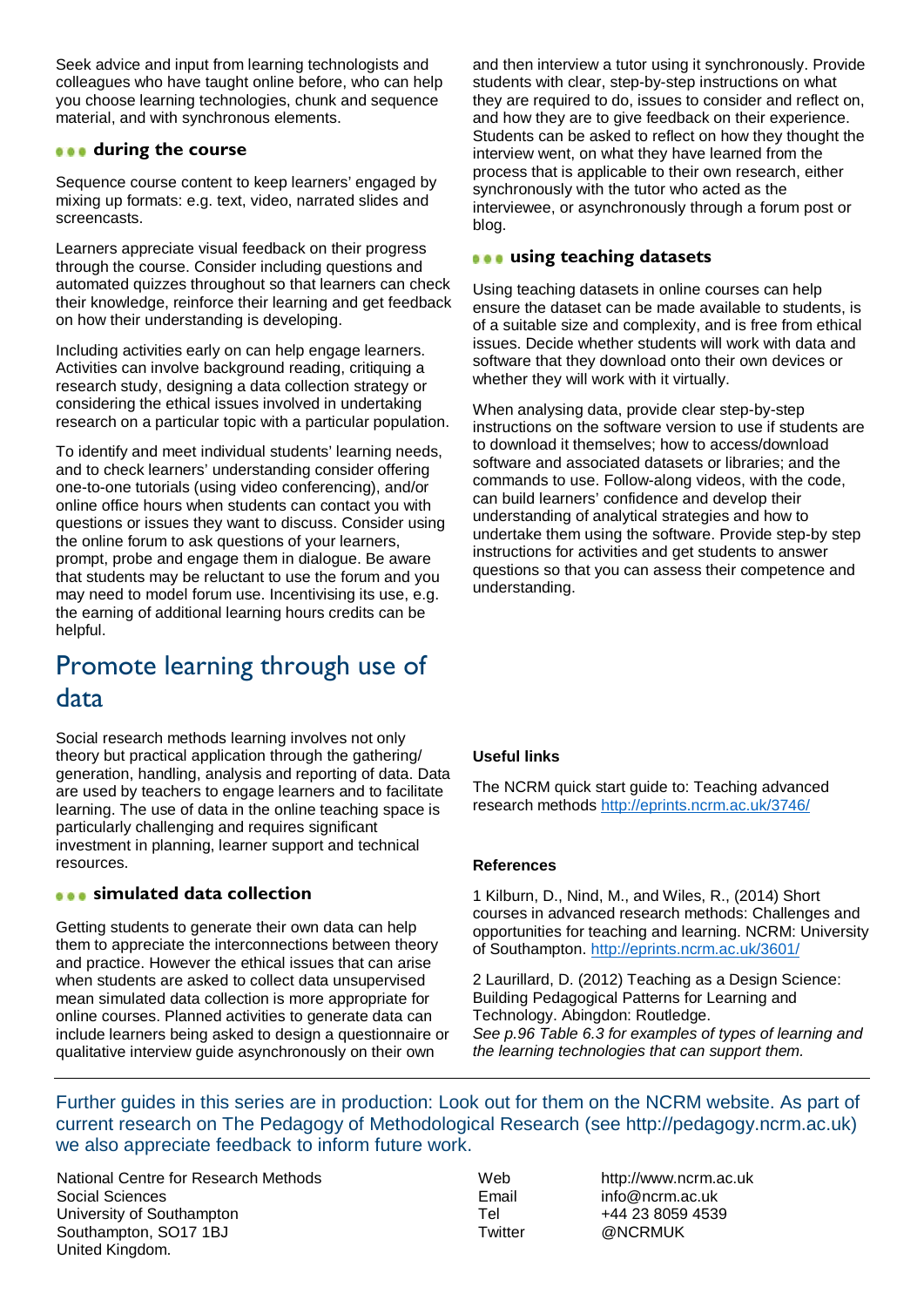Seek advice and input from learning technologists and colleagues who have taught online before, who can help you choose learning technologies, chunk and sequence material, and with synchronous elements.

### during the course

Sequence course content to keep learners' engaged by mixing up formats: e.g. text, video, narrated slides and screencasts.

Learners appreciate visual feedback on their progress through the course. Consider including questions and automated quizzes throughout so that learners can check their knowledge, reinforce their learning and get feedback on how their understanding is developing.

Including activities early on can help engage learners. Activities can involve background reading, critiquing a research study, designing a data collection strategy or considering the ethical issues involved in undertaking research on a particular topic with a particular population.

To identify and meet individual students' learning needs, and to check learners' understanding consider offering one-to-one tutorials (using video conferencing), and/or online office hours when students can contact you with questions or issues they want to discuss. Consider using the online forum to ask questions of your learners, prompt, probe and engage them in dialogue. Be aware that students may be reluctant to use the forum and you may need to model forum use. Incentivising its use, e.g. the earning of additional learning hours credits can be helpful.

## Promote learning through use of data

Social research methods learning involves not only theory but practical application through the gathering/generation, handling, analysis and reporting of data. Data are used by teachers to engage learners and to facilitate learning. The use of data in the online teaching space is particularly challenging and requires significant investment in planning, learner support and technical resources.

### simulated data collection

Getting students to generate their own data can help them to appreciate the interconnections between theory and practice. However the ethical issues that can arise when students are asked to collect data unsupervised mean simulated data collection is more appropriate for online courses. Planned activities to generate data can include learners being asked to design a questionnaire or qualitative interview guide asynchronously on their own and then interview a tutor using it synchronously. Provide students with clear, step-by-step instructions on what they are required to do, issues to consider and reflect on, and how they are to give feedback on their experience. Students can be asked to reflect on how they thought the interview went, on what they have learned from the process that is applicable to their own research, either synchronously with the tutor who acted as the interviewee, or asynchronously through a forum post or blog.

### using teaching datasets

Using teaching datasets in online courses can help ensure the dataset can be made available to students, is of a suitable size and complexity, and is free from ethical issues. Decide whether students will work with data and software that they download onto their own devices or whether they will work with it virtually.

When analysing data, provide clear step-by-step instructions on the software version to use if students are to download it themselves; how to access/download software and associated datasets or libraries; and the commands to use. Follow-along videos, with the code, can build learners' confidence and develop their understanding of analytical strategies and how to undertake them using the software. Provide step-by step instructions for activities and get students to answer questions so that you can assess their competence and understanding.

**Useful links**

The NCRM quick start guide to: Teaching advanced research methods http://eprints.ncrm.ac.uk/3746/

**References**

1 Kilburn, D., Nind, M., and Wiles, R., (2014) Short courses in advanced research methods: Challenges and opportunities for teaching and learning. NCRM: University of Southampton. http://eprints.ncrm.ac.uk/3601/

2 Laurillard, D. (2012) Teaching as a Design Science: Building Pedagogical Patterns for Learning and Technology. Abingdon: Routledge.
*See p.96 Table 6.3 for examples of types of learning and the learning technologies that can support them.*

Further guides in this series are in production: Look out for them on the NCRM website. As part of current research on The Pedagogy of Methodological Research (see http://pedagogy.ncrm.ac.uk) we also appreciate feedback to inform future work.

National Centre for Research Methods
Social Sciences
University of Southampton
Southampton, SO17 1BJ
United Kingdom.

| | |
|---|---|
| Web | http://www.ncrm.ac.uk |
| Email | info@ncrm.ac.uk |
| Tel | +44 23 8059 4539 |
| Twitter | @NCRMUK |